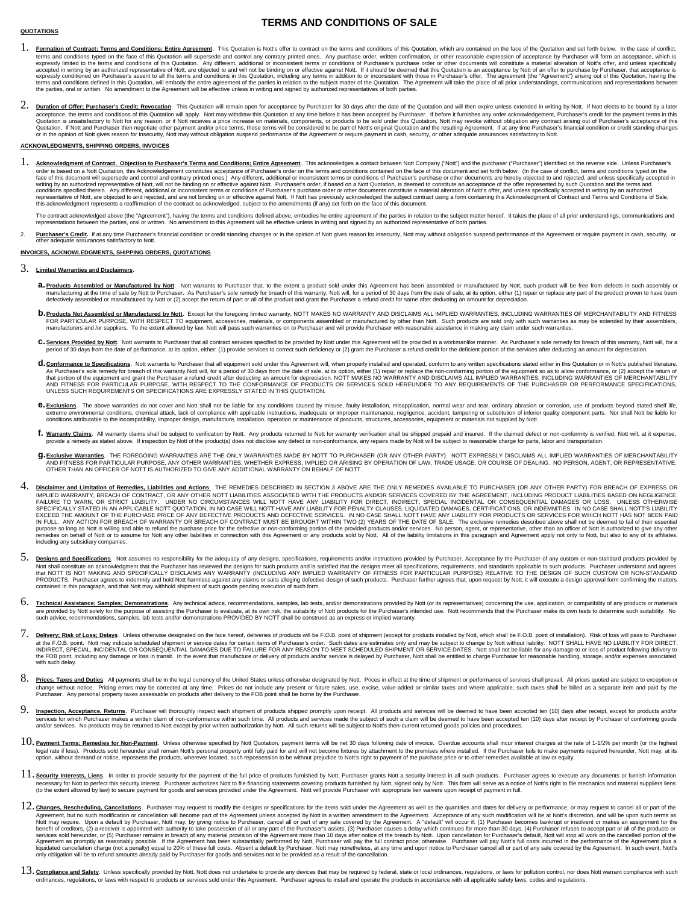# TERMS AND CONDITIONS OF SALE

**QUOTATIONS**

1. **Formation of Contract; Terms and Conditions; Entire Agreement**. This Quotation is Nott's offer to contract on the terms and conditions of this Quotation, which are contained on the face of the Quotation and set forth below. In the case of conflict, terms and conditions typed on the face of this Quotation will supersede and control any contrary printed ones. Any purchase order, written confirmation, or other reasonable expression of acceptance by Purchaser will form an acceptance, which is expressly limited to the terms and conditions of this Quotation. Any different, additional or inconsistent terms or conditions of Purchaser's purchase order or other documents will constitute a material alteration of Nott's offer, and unless specifically accepted in writing by an authorized representative of Nott, are objected to and will not be binding on or effective against Nott. If it should be deemed that this Quotation is an acceptance by Nott of an offer to purchase by Purchaser, that acceptance is expressly conditioned on Purchaser's assent to all the terms and conditions in this Quotation, including any terms in addition to or inconsistent with those in Purchaser's offer. The agreement (the "Agreement") arising out of this Quotation, having the terms and conditions defined in this Quotation, will embody the entire agreement of the parties in relation to the subject matter of the Quotation. The Agreement will take the place of all prior understandings, communications and representations between the parties, oral or written. No amendment to the Agreement will be effective unless in writing and signed by authorized representatives of both parties.

2. **Duration of Offer; Purchaser's Credit; Revocation**. This Quotation will remain open for acceptance by Purchaser for 30 days after the date of the Quotation and will then expire unless extended in writing by Nott. If Nott elects to be bound by a later acceptance, the terms and conditions of this Quotation will apply. Nott may withdraw this Quotation at any time before it has been accepted by Purchaser. If before it furnishes any other acknowledgement, Purchaser's credit for the payment terms in this Quotation is unsatisfactory to Nott for any reason, or if Nott receives a price increase on materials, components, or products to be sold under this Quotation, Nott may revoke without obligation any contract arising out of Purchaser's acceptance of this Quotation. If Nott and Purchaser then negotiate other payment and/or price terms, those terms will be considered to be part of Nott's original Quotation and the resulting Agreement. If at any time Purchaser's financial condition or credit standing changes or in the opinion of Nott gives reason for insecurity, Nott may without obligation suspend performance of the Agreement or require payment in cash, security, or other adequate assurances satisfactory to Nott.

**ACKNOWLEDGMENTS, SHIPPING ORDERS, INVOICES**

1. **Acknowledgment of Contract. Objection to Purchaser's Terms and Conditions; Entire Agreement**. This acknowledges a contact between Nott Company ("Nott") and the purchaser ("Purchaser") identified on the reverse side. Unless Purchaser's order is based on a Nott Quotation, this Acknowledgement constitutes acceptance of Purchaser's order on the terms and conditions contained on the face of this document and set forth below. (In the case of conflict, terms and conditions typed on the face of this document will supersede and control and contrary printed ones.) Any different, additional or inconsistent terms or conditions of Purchaser's purchase order or other documents are hereby objected to and rejected, and unless specifically accepted in writing by an authorized representative of Nott, will not be binding on or effective against Nott. Purchaser's order, if based on a Nott Quotation, is deemed to constitute an acceptance of the offer represented by such Quotation and the terms and conditions specified therein. Any different, additional or inconsistent terms or conditions of Purchaser's purchase order or other documents constitute a material alteration of Nott's offer, and unless specifically accepted in writing by an authorized representative of Nott, are objected to and rejected, and are not binding on or effective against Nott. If Nott has previously acknowledged the subject contract using a form containing this Acknowledgment of Contract and Terms and Conditions of Sale, this acknowledgment represents a reaffirmation of the contract so acknowledged, subject to the amendments (if any) set forth on the face of this document.

   The contract acknowledged above (the "Agreement"), having the terms and conditions defined above, embodies he entire agreement of the parties in relation to the subject matter hereof. It takes the place of all prior understandings, communications and representations between the parties, oral or written. No amendment to this Agreement will be effective unless in writing and signed by an authorized representative of both parties.

2. **Purchaser's Credit.** If at any time Purchaser's financial condition or credit standing changes or in the opinion of Nott gives reason for insecurity, Nott may without obligation suspend performance of the Agreement or require payment in cash, security, or other adequate assurances satisfactory to Nott.

**INVOICES, ACKNOWLEDGMENTS, SHIPPING ORDERS, QUOTATIONS**

3. **Limited Warranties and Disclaimers**.

   a. **Products Assembled or Manufactured by Nott**. Nott warrants to Purchaser that, to the extent a product sold under this Agreement has been assembled or manufactured by Nott, such product will be free from defects in such assembly or manufacturing at the time of sale by Nott to Purchaser. As Purchaser's sole remedy for breach of this warranty, Nott will, for a period of 30 days from the date of sale, at its option, either (1) repair or replace any part of the product proven to have been defectively assembled or manufactured by Nott or (2) accept the return of part or all of the product and grant the Purchaser a refund credit for same after deducting an amount for depreciation.

   b. **Products Not Assembled or Manufactured by Nott**. Except for the foregoing limited warranty, NOTT MAKES NO WARRANTY AND DISCLAIMS ALL IMPLIED WARRANTIES, INCLUDING WARRANTIES OF MERCHANTABILITY AND FITNESS FOR PARTICULAR PURPOSE, WITH RESPECT TO equipment, accessories, materials, or components assembled or manufactured by other than Nott. Such products are sold only with such warranties as may be extended by their assemblers, manufacturers and /or suppliers. To the extent allowed by law, Nott will pass such warranties on to Purchaser and will provide Purchaser with reasonable assistance in making any claim under such warranties.

   c. **Services Provided by Nott**. Nott warrants to Purchaser that all contract services specified to be provided by Nott under this Agreement will be provided in a workmanlike manner. As Purchaser's sole remedy for breach of this warranty, Nott will, for a period of 30 days from the date of performance, at its option, either: (1) provide services to correct such deficiency or (2) grant the Purchaser a refund credit for the deficient portion of the services after deducting an amount for depreciation.

   d. **Conformance to Specifications**. Nott warrants to Purchaser that all equipment sold under this Agreement will, when properly installed and operated, conform to any written specifications stated either in this Quotation or in Nott's published literature. As Purchaser's sole remedy for breach of this warranty Nott will, for a period of 30 days from the date of sale, at its option, either (1) repair or replace the non-conforming portion of the equipment so as to allow conformance, or (2) accept the return of that portion of the equipment and grant the Purchaser a refund credit after deducting an amount for depreciation. NOTT MAKES NO WARRANTY AND DISCLAIMS ALL IMPLIED WARRANTIES, INCLUDING WARRANTIES OF MERCHANTABILITY AND FITNESS FOR PARTICULAR PURPOSE, WITH RESPECT TO THE CONFORMANCE OF PRODUCTS OR SERVICES SOLD HEREUNDER TO ANY REQUIREMENTS OF THE PURCHASER OR PERFORMANCE SPECIFICATIONS, UNLESS SUCH REQUIREMENTS OR SPECIFICATIONS ARE EXPRESSLY STATED IN THIS QUOTATION.

   e. **Exclusions**. The above warranties do not cover and Nott shall not be liable for any conditions caused by misuse, faulty installation, misapplication, normal wear and tear, ordinary abrasion or corrosion, use of products beyond stated shelf life, extreme environmental conditions, chemical attack, lack of compliance with applicable instructions, inadequate or improper maintenance, negligence, accident, tampering or substitution of inferior quality component parts. Nor shall Nott be liable for conditions attributable to the incompatibility, improper design, manufacture, installation, operation or maintenance of products, structures, accessories, equipment or materials not supplied by Nott.

   f. **Warranty Claims**. All warranty claims shall be subject to verification by Nott. Any products returned to Nott for warranty verification shall be shipped prepaid and insured. If the claimed defect or non-conformity is verified, Nott will, at it expense, provide a remedy as stated above. If inspection by Nott of the product(s) does not disclose any defect or non-conformance, any repairs made by Nott will be subject to reasonable charge for parts, labor and transportation.

   g. **Exclusive Warranties**. THE FOREGOING WARRANTIES ARE THE ONLY WARRANTIES MADE BY NOTT TO PURCHASER (OR ANY OTHER PARTY). NOTT EXPRESSLY DISCLAIMS ALL IMPLIED WARRANTIES OF MERCHANTABILITY AND FITNESS FOR PARTICULAR PURPOSE, ANY OTHER WARRANTIES, WHETHER EXPRESS, IMPLIED OR ARISING BY OPERATION OF LAW, TRADE USAGE, OR COURSE OF DEALING. NO PERSON, AGENT, OR REPRESENTATIVE, OTHER THAN AN OFFICER OF NOTT IS AUTHORIZED TO GIVE ANY ADDITIONAL WARRANTY ON BEHALF OF NOTT.

4. **Disclaimer and Limitation of Remedies, Liabilities and Actions**. THE REMEDIES DESCRIBED IN SECTION 3 ABOVE ARE THE ONLY REMEDIES AVAILABLE TO PURCHASER (OR ANY OTHER PARTY) FOR BREACH OF EXPRESS OR IMPLIED WARRANTY, BREACH OF CONTRACT, OR ANY OTHER NOTT LIABILITIES ASSOCIATED WITH THE PRODUCTS AND/OR SERVICES COVERED BY THE AGREEMENT, INCLUDING PRODUCT LIABILITIES BASED ON NEGLIGENCE, FAILURE TO WARN, OR STRICT LIABILITY. UNDER NO CIRCUMSTANCES WILL NOTT HAVE ANY LIABILITY FOR DIRECT, INDIRECT, SPECIAL INCIDENTAL OR CONSEQUENTIAL DAMAGES OR LOSS. UNLESS OTHERWISE SPECIFICALLY STATED IN AN APPLICABLE NOTT QUOTATION, IN NO CASE WILL NOTT HAVE ANY LIABILITY FOR PENALTY CLAUSES, LIQUIDATED DAMAGES, CERTIFICATIONS, OR INDEMNITIES. IN NO CASE SHALL NOTT'S LIABILITY EXCEED THE AMOUNT OF THE PURCHASE PRICE OF ANY DEFECTIVE PRODUCTS AND DEFECTIVE SERVICES. IN NO CASE SHALL NOTT HAVE ANY LIABILITY FOR PRODUCTS OR SERVICES FOR WHICH NOTT HAS NOT BEEN PAID IN FULL. ANY ACTION FOR BREACH OF WARRANTY OR BREACH OF CONTRACT MUST BE BROUGHT WITHIN TWO (2) YEARS OF THE DATE OF SALE. The exclusive remedies described above shall not be deemed to fail of their essential purpose so long as Nott is willing and able to refund the purchase price for the defective or non-conforming portion of the provided products and/or services. No person, agent, or representative, other than an officer of Nott is authorized to give any other remedies on behalf of Nott or to assume for Nott any other liabilities in connection with this Agreement or any products sold by Nott. All of the liability limitations in this paragraph and Agreement apply not only to Nott, but also to any of its affiliates, including any subsidiary companies.

5. **Designs and Specifications**. Nott assumes no responsibility for the adequacy of any designs, specifications, requirements and/or instructions provided by Purchaser. Acceptance by the Purchaser of any custom or non-standard products provided by Nott shall constitute an acknowledgment that the Purchaser has reviewed the designs for such products and is satisfied that the designs meet all specifications, requirements, and standards applicable to such products. Purchaser understand and agrees that NOTT IS NOT MAKING AND SPECIFICALLY DISCLAIMS ANY WARRANTY (INCLUDING ANY IMPLIED WARRANTY OF FITNESS FOR PARTICULAR PURPOSE) RELATIVE TO THE DESIGN OF SUCH CUSTOM OR NON-STANDARD PRODUCTS. Purchaser agrees to indemnify and hold Nott harmless against any claims or suits alleging defective design of such products. Purchaser further agrees that, upon request by Nott, it will execute a design approval form confirming the matters contained in this paragraph, and that Nott may withhold shipment of such goods pending execution of such form.

6. **Technical Assistance; Samples; Demonstrations**. Any technical advice, recommendations, samples, lab tests, and/or demonstrations provided by Nott (or its representatives) concerning the use, application, or compatibility of any products or materials are provided by Nott solely for the purpose of assisting the Purchaser to evaluate, at its own risk, the suitability of Nott products for the Purchaser's intended use. Nott recommends that the Purchaser make its own tests to determine such suitability. No such advice, recommendations, samples, lab tests and/or demonstrations PROVIDED BY NOTT shall be construed as an express or implied warranty.

7. **Delivery; Risk of Loss; Delays**. Unless otherwise designated on the face hereof, deliveries of products will be F.O.B. point of shipment (except for products installed by Nott, which shall be F.O.B. point of installation). Risk of loss will pass to Purchaser at the F.O.B. point. Nott may indicate scheduled shipment or service dates for certain items of Purchaser's order. Such dates are estimates only and may be subject to change by Nott without liability. NOTT SHALL HAVE NO LIABILITY FOR DIRECT, INDIRECT, SPECIAL, INCIDENTAL OR CONSEQUENTIAL DAMAGES DUE TO FAILURE FOR ANY REASON TO MEET SCHEDULED SHIPMENT OR SERVICE DATES. Nott shall not be liable for any damage to or loss of product following delivery to the FOB point, including any damage or loss in transit. In the event that manufacture or delivery of products and/or service is delayed by Purchaser, Nott shall be entitled to charge Purchaser for reasonable handling, storage, and/or expenses associated with such delay.

8. **Prices, Taxes and Duties**. All payments shall be in the legal currency of the United States unless otherwise designated by Nott. Prices in effect at the time of shipment or performance of services shall prevail. All prices quoted are subject to exception or change without notice. Pricing errors may be corrected at any time. Prices do not include any present or future sales, use, excise, value-added or similar taxes and where applicable, such taxes shall be billed as a separate item and paid by the Purchaser. Any personal property taxes assessable on products after delivery to the FOB point shall be borne by the Purchaser.

9. **Inspection, Acceptance, Returns**. Purchaser will thoroughly inspect each shipment of products shipped promptly upon receipt. All products and services will be deemed to have been accepted ten (10) days after receipt, except for products and/or services for which Purchaser makes a written claim of non-conformance within such time. All products and services made the subject of such a claim will be deemed to have been accepted ten (10) days after receipt by Purchaser of conforming goods and/or services. No products may be returned to Nott except by prior written authorization by Nott. All such returns will be subject to Nott's then-current returned goods policies and procedures.

10. **Payment Terms; Remedies for Non-Payment**. Unless otherwise specified by Nott Quotation, payment terms will be net 30 days following date of invoice. Overdue accounts shall incur interest charges at the rate of 1-1/2% per month (or the highest legal rate if less). Products sold hereunder shall remain Nott's personal property until fully paid for and will not become fixtures by attachment to the premises where installed. If the Purchaser fails to make payments required hereunder, Nott may, at its option, without demand or notice, repossess the products, wherever located, such repossession to be without prejudice to Nott's right to payment of the purchase price or to other remedies available at law or equity.

11. **Security Interests, Liens**. In order to provide security for the payment of the full price of products furnished by Nott, Purchaser grants Nott a security interest in all such products. Purchaser agrees to execute any documents or furnish information necessary for Nott to perfect this security interest. Purchaser authorizes Nott to file financing statements covering products furnished by Nott, signed only by Nott. This form will serve as a notice of Nott's right to file mechanics and material suppliers liens (to the extent allowed by law) to secure payment for goods and services provided under the Agreement. Nott will provide Purchaser with appropriate lien waivers upon receipt of payment in full.

12. **Changes, Rescheduling, Cancellations**. Purchaser may request to modify the designs or specifications for the items sold under the Agreement as well as the quantities and dates for delivery or performance, or may request to cancel all or part of the Agreement, but no such modification or cancellation will become part of the Agreement unless accepted by Nott in a written amendment to the Agreement. Acceptance of any such modification will be at Nott's discretion, and will be upon such terms as Nott may require. Upon a default by Purchaser, Nott may, by giving notice to Purchaser, cancel all or part of any sale covered by the Agreement. A "default" will occur if: (1) Purchaser becomes bankrupt or insolvent or makes an assignment for the benefit of creditors, (2) a receiver is appointed with authority to take possession of all or any part of the Purchaser's assets, (3) Purchaser causes a delay which continues for more than 30 days, (4) Purchaser refuses to accept part or all of the products or services sold hereunder, or (5) Purchaser remains in breach of any material provision of the Agreement more than 10 days after notice of the breach by Nott. Upon cancellation for Purchaser's default, Nott will stop all work on the cancelled portion of the Agreement as promptly as reasonably possible. If the Agreement has been substantially performed by Nott, Purchaser will pay the full contract price; otherwise. Purchaser will pay Nott's full costs incurred in the performance of the Agreement plus a liquidated cancellation charge (not a penalty) equal to 20% of these full costs. Absent a default by Purchaser, Nott may nonetheless, at any time and upon notice to Purchaser cancel all or part of any sale covered by the Agreement. In such event, Nott's only obligation will be to refund amounts already paid by Purchaser for goods and services not to be provided as a result of the cancellation.

13. **Compliance and Safety**. Unless specifically provided by Nott, Nott does not undertake to provide any devices that may be required by federal, state or local ordinances, regulations, or laws for pollution control, nor does Nott warrant compliance with such ordinances, regulations, or laws with respect to products or services sold under this Agreement. Purchaser agrees to install and operate the products in accordance with all applicable safety laws, codes and regulations.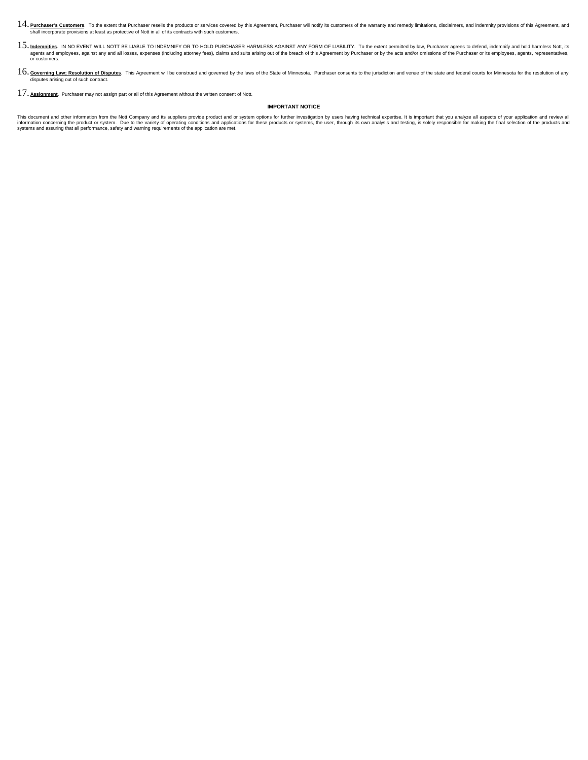14. **<u>Purchaser's Customers</u>**. To the extent that Purchaser resells the products or services covered by this Agreement, Purchaser will notify its customers of the warranty and remedy limitations, disclaimers, and indemnity provisions of this Agreement, and shall incorporate provisions at least as protective of Nott in all of its contracts with such customers.

15. **<u>Indemnities</u>**. IN NO EVENT WILL NOTT BE LIABLE TO INDEMNIFY OR TO HOLD PURCHASER HARMLESS AGAINST ANY FORM OF LIABILITY. To the extent permitted by law, Purchaser agrees to defend, indemnify and hold harmless Nott, its agents and employees, against any and all losses, expenses (including attorney fees), claims and suits arising out of the breach of this Agreement by Purchaser or by the acts and/or omissions of the Purchaser or its employees, agents, representatives, or customers.

16. **<u>Governing Law; Resolution of Disputes</u>**. This Agreement will be construed and governed by the laws of the State of Minnesota. Purchaser consents to the jurisdiction and venue of the state and federal courts for Minnesota for the resolution of any disputes arising out of such contract.

17. **<u>Assignment</u>**. Purchaser may not assign part or all of this Agreement without the written consent of Nott.

**IMPORTANT NOTICE**

This document and other information from the Nott Company and its suppliers provide product and or system options for further investigation by users having technical expertise. It is important that you analyze all aspects of your application and review all information concerning the product or system. Due to the variety of operating conditions and applications for these products or systems, the user, through its own analysis and testing, is solely responsible for making the final selection of the products and systems and assuring that all performance, safety and warning requirements of the application are met.